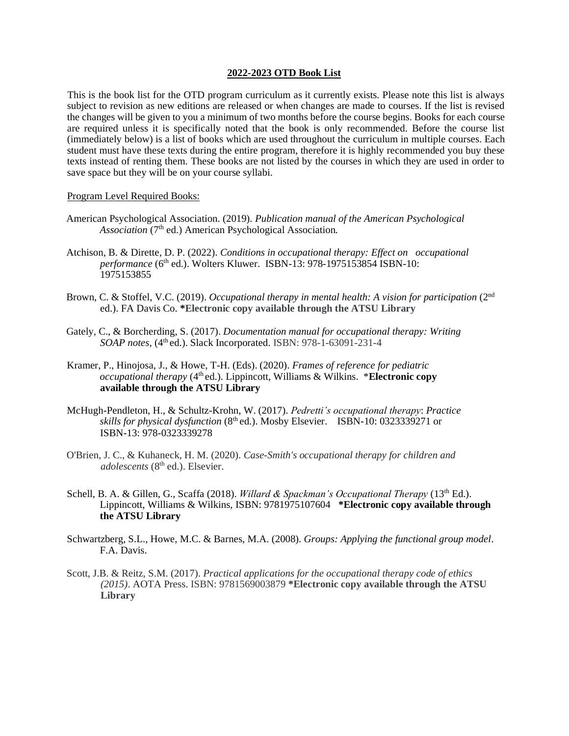# 2022-2023 OTD Book List

This is the book list for the OTD program curriculum as it currently exists. Please note this list is always subject to revision as new editions are released or when changes are made to courses. If the list is revised the changes will be given to you a minimum of two months before the course begins. Books for each course are required unless it is specifically noted that the book is only recommended. Before the course list (immediately below) is a list of books which are used throughout the curriculum in multiple courses. Each student must have these texts during the entire program, therefore it is highly recommended you buy these texts instead of renting them. These books are not listed by the courses in which they are used in order to save space but they will be on your course syllabi.

Program Level Required Books:

American Psychological Association. (2019). *Publication manual of the American Psychological Association* (7th ed.) American Psychological Association.

Atchison, B. & Dirette, D. P. (2022). *Conditions in occupational therapy: Effect on occupational performance* (6th ed.). Wolters Kluwer. ISBN-13: 978-1975153854 ISBN-10: 1975153855

Brown, C. & Stoffel, V.C. (2019). *Occupational therapy in mental health: A vision for participation* (2nd ed.). FA Davis Co. **\*Electronic copy available through the ATSU Library**

Gately, C., & Borcherding, S. (2017). *Documentation manual for occupational therapy: Writing SOAP notes,* (4th ed.). Slack Incorporated. ISBN: 978-1-63091-231-4

Kramer, P., Hinojosa, J., & Howe, T-H. (Eds). (2020). *Frames of reference for pediatric occupational therapy* (4th ed.). Lippincott, Williams & Wilkins. **\*Electronic copy available through the ATSU Library**

McHugh-Pendleton, H., & Schultz-Krohn, W. (2017). *Pedretti's occupational therapy*: *Practice skills for physical dysfunction* (8th ed.). Mosby Elsevier. ISBN-10: 0323339271 or ISBN-13: 978-0323339278

O'Brien, J. C., & Kuhaneck, H. M. (2020). *Case-Smith's occupational therapy for children and adolescents* (8th ed.). Elsevier.

Schell, B. A. & Gillen, G., Scaffa (2018). *Willard & Spackman's Occupational Therapy* (13th Ed.). Lippincott, Williams & Wilkins, ISBN: 9781975107604 **\*Electronic copy available through the ATSU Library**

Schwartzberg, S.L., Howe, M.C. & Barnes, M.A. (2008). *Groups: Applying the functional group model*. F.A. Davis.

Scott, J.B. & Reitz, S.M. (2017). *Practical applications for the occupational therapy code of ethics (2015)*. AOTA Press. ISBN: 9781569003879 **\*Electronic copy available through the ATSU Library**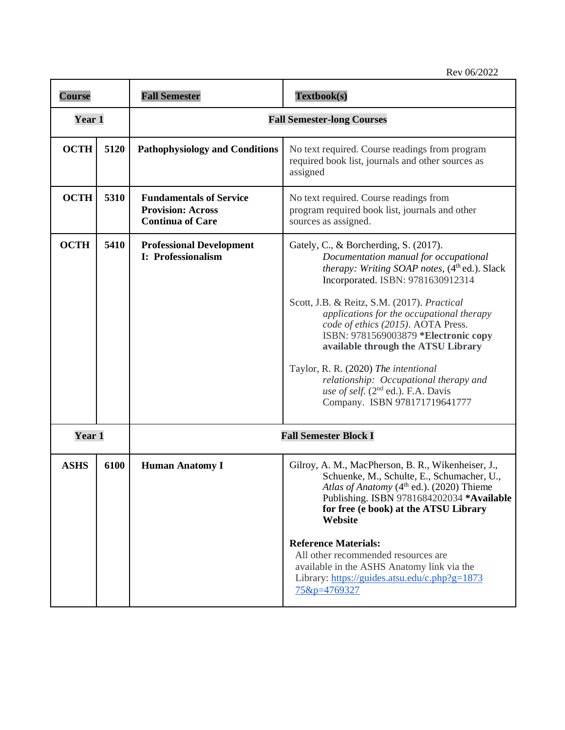Rev 06/2022

| Course | | Fall Semester | Textbook(s) |
|---|---|---|---|
| **Year 1** | | **Fall Semester-long Courses** | |
| **OCTH** | **5120** | **Pathophysiology and Conditions** | No text required. Course readings from program required book list, journals and other sources as assigned |
| **OCTH** | **5310** | **Fundamentals of Service Provision: Across Continua of Care** | No text required. Course readings from program required book list, journals and other sources as assigned. |
| **OCTH** | **5410** | **Professional Development I: Professionalism** | Gately, C., & Borcherding, S. (2017). *Documentation manual for occupational therapy: Writing SOAP notes,* (4th ed.). Slack Incorporated. ISBN: 9781630912314<br><br>Scott, J.B. & Reitz, S.M. (2017). *Practical applications for the occupational therapy code of ethics (2015)*. AOTA Press. ISBN: 9781569003879 ***Electronic copy available through the ATSU Library**<br><br>Taylor, R. R. (2020) *The intentional relationship: Occupational therapy and use of self.* (2nd ed.). F.A. Davis Company. ISBN 978171719641777 |
| **Year 1** | | **Fall Semester Block I** | |
| **ASHS** | **6100** | **Human Anatomy I** | Gilroy, A. M., MacPherson, B. R., Wikenheiser, J., Schuenke, M., Schulte, E., Schumacher, U., *Atlas of Anatomy* (4th ed.). (2020) Thieme Publishing. ISBN 9781684202034 ***Available for free (e book) at the ATSU Library Website**<br><br>**Reference Materials:**<br>All other recommended resources are available in the ASHS Anatomy link via the Library: https://guides.atsu.edu/c.php?g=187375&p=4769327 |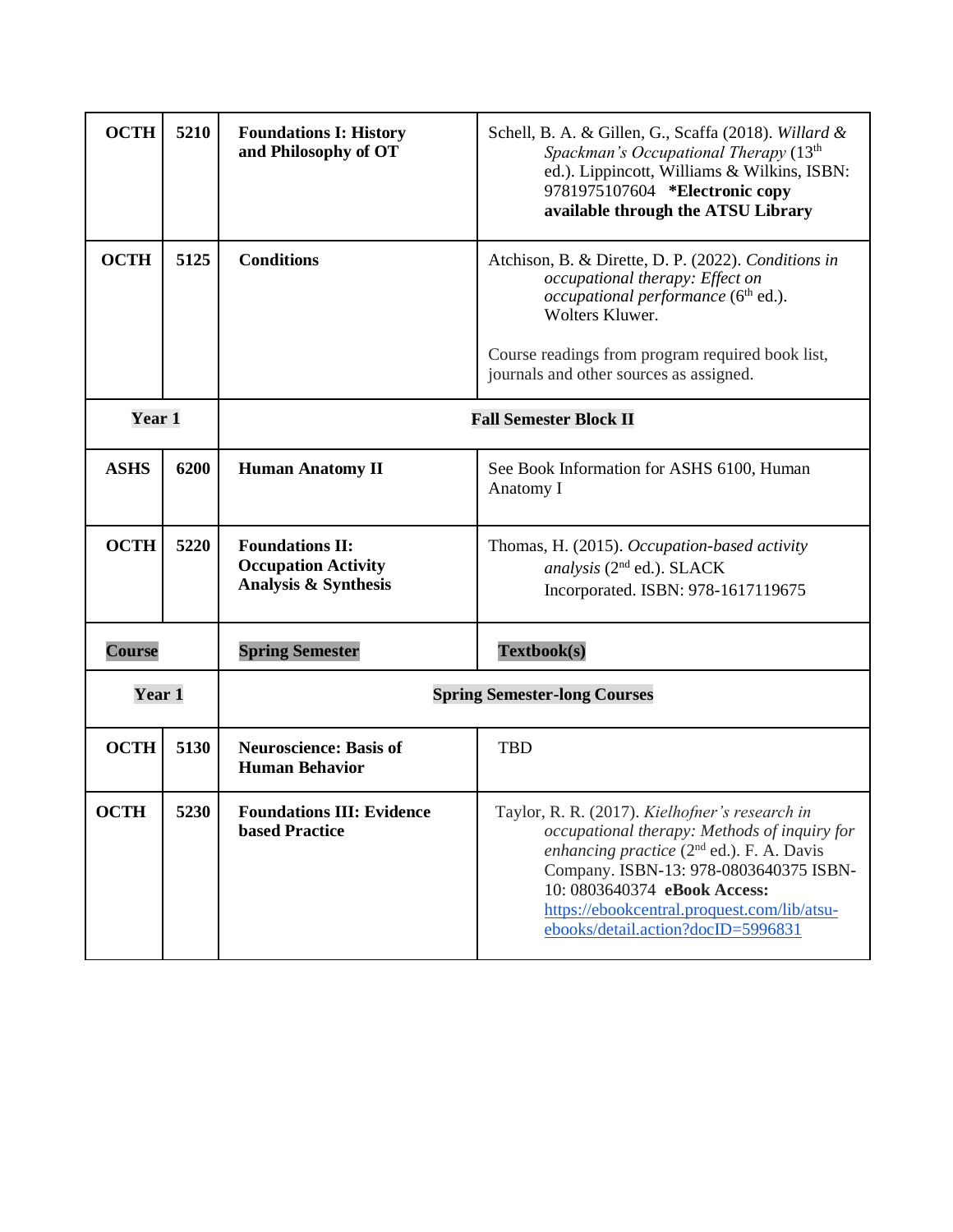| | | | |
|---|---|---|---|
| **OCTH** | **5210** | **Foundations I: History and Philosophy of OT** | Schell, B. A. & Gillen, G., Scaffa (2018). *Willard & Spackman's Occupational Therapy* (13th ed.). Lippincott, Williams & Wilkins, ISBN: 9781975107604 **\*Electronic copy available through the ATSU Library** |
| **OCTH** | **5125** | **Conditions** | Atchison, B. & Dirette, D. P. (2022). *Conditions in occupational therapy: Effect on occupational performance* (6th ed.). Wolters Kluwer.<br><br>Course readings from program required book list, journals and other sources as assigned. |
| **Year 1** | | **Fall Semester Block II** | |
| **ASHS** | **6200** | **Human Anatomy II** | See Book Information for ASHS 6100, Human Anatomy I |
| **OCTH** | **5220** | **Foundations II: Occupation Activity Analysis & Synthesis** | Thomas, H. (2015). *Occupation-based activity analysis* (2nd ed.). SLACK Incorporated. ISBN: 978-1617119675 |
| **Course** | | **Spring Semester** | **Textbook(s)** |
| **Year 1** | | **Spring Semester-long Courses** | |
| **OCTH** | **5130** | **Neuroscience: Basis of Human Behavior** | TBD |
| **OCTH** | **5230** | **Foundations III: Evidence based Practice** | Taylor, R. R. (2017). *Kielhofner's research in occupational therapy: Methods of inquiry for enhancing practice* (2nd ed.). F. A. Davis Company. ISBN-13: 978-0803640375 ISBN-10: 0803640374 **eBook Access:** [https://ebookcentral.proquest.com/lib/atsu-ebooks/detail.action?docID=5996831](https://ebookcentral.proquest.com/lib/atsu-ebooks/detail.action?docID=5996831) |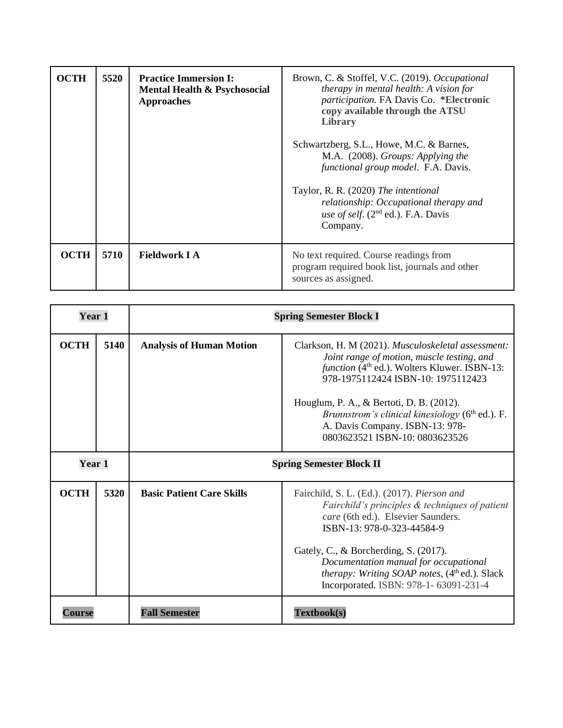| | | | |
|---|---|---|---|
| **OCTH** | **5520** | **Practice Immersion I: Mental Health & Psychosocial Approaches** | Brown, C. & Stoffel, V.C. (2019). *Occupational therapy in mental health: A vision for participation.* FA Davis Co. **\*Electronic copy available through the ATSU Library**<br><br>Schwartzberg, S.L., Howe, M.C. & Barnes, M.A. (2008). *Groups: Applying the functional group model*. F.A. Davis.<br><br>Taylor, R. R. (2020) *The intentional relationship: Occupational therapy and use of self*. (2nd ed.). F.A. Davis Company. |
| **OCTH** | **5710** | **Fieldwork I A** | No text required. Course readings from program required book list, journals and other sources as assigned. |

| **Year 1** | | **Spring Semester Block I** | |
|---|---|---|---|
| **OCTH** | **5140** | **Analysis of Human Motion** | Clarkson, H. M (2021). *Musculoskeletal assessment: Joint range of motion, muscle testing, and function* (4th ed.). Wolters Kluwer. ISBN-13: 978-1975112424 ISBN-10: 1975112423<br><br>Houglum, P. A., & Bertoti, D. B. (2012). *Brunnstrom's clinical kinesiology* (6th ed.). F. A. Davis Company. ISBN-13: 978-0803623521 ISBN-10: 0803623526 |
| **Year 1** | | **Spring Semester Block II** | |
| **OCTH** | **5320** | **Basic Patient Care Skills** | Fairchild, S. L. (Ed.). (2017). *Pierson and Fairchild's principles & techniques of patient care* (6th ed.). Elsevier Saunders. ISBN-13: 978-0-323-44584-9<br><br>Gately, C., & Borcherding, S. (2017). *Documentation manual for occupational therapy: Writing SOAP notes*, (4th ed.). Slack Incorporated. ISBN: 978-1- 63091-231-4 |
| **Course** | | **Fall Semester** | **Textbook(s)** |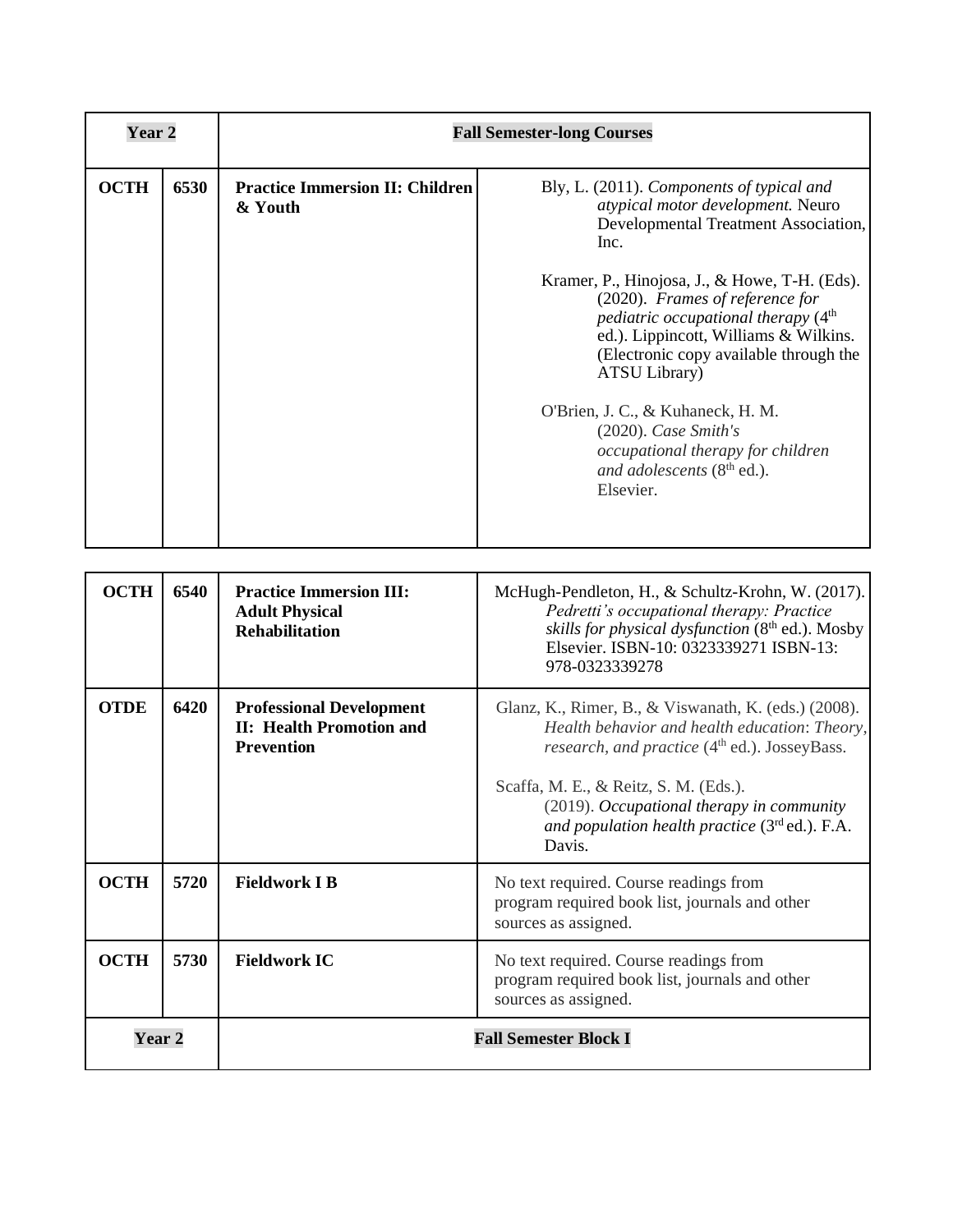| Year 2 | | Fall Semester-long Courses | |
|---|---|---|---|
| **OCTH** | **6530** | **Practice Immersion II: Children & Youth** | Bly, L. (2011). *Components of typical and atypical motor development.* Neuro Developmental Treatment Association, Inc.<br><br>Kramer, P., Hinojosa, J., & Howe, T-H. (Eds). (2020). *Frames of reference for pediatric occupational therapy* (4th ed.). Lippincott, Williams & Wilkins. (Electronic copy available through the ATSU Library)<br><br>O'Brien, J. C., & Kuhaneck, H. M. (2020). *Case Smith's occupational therapy for children and adolescents* (8th ed.). Elsevier. |

| | | | |
|---|---|---|---|
| **OCTH** | **6540** | **Practice Immersion III: Adult Physical Rehabilitation** | McHugh-Pendleton, H., & Schultz-Krohn, W. (2017). *Pedretti's occupational therapy: Practice skills for physical dysfunction* (8th ed.). Mosby Elsevier. ISBN-10: 0323339271 ISBN-13: 978-0323339278 |
| **OTDE** | **6420** | **Professional Development II: Health Promotion and Prevention** | Glanz, K., Rimer, B., & Viswanath, K. (eds.) (2008). *Health behavior and health education*: *Theory, research, and practice* (4th ed.). JosseyBass.<br><br>Scaffa, M. E., & Reitz, S. M. (Eds.). (2019). *Occupational therapy in community and population health practice* (3rd ed.). F.A. Davis. |
| **OCTH** | **5720** | **Fieldwork I B** | No text required. Course readings from program required book list, journals and other sources as assigned. |
| **OCTH** | **5730** | **Fieldwork IC** | No text required. Course readings from program required book list, journals and other sources as assigned. |
| **Year 2** | | **Fall Semester Block I** | |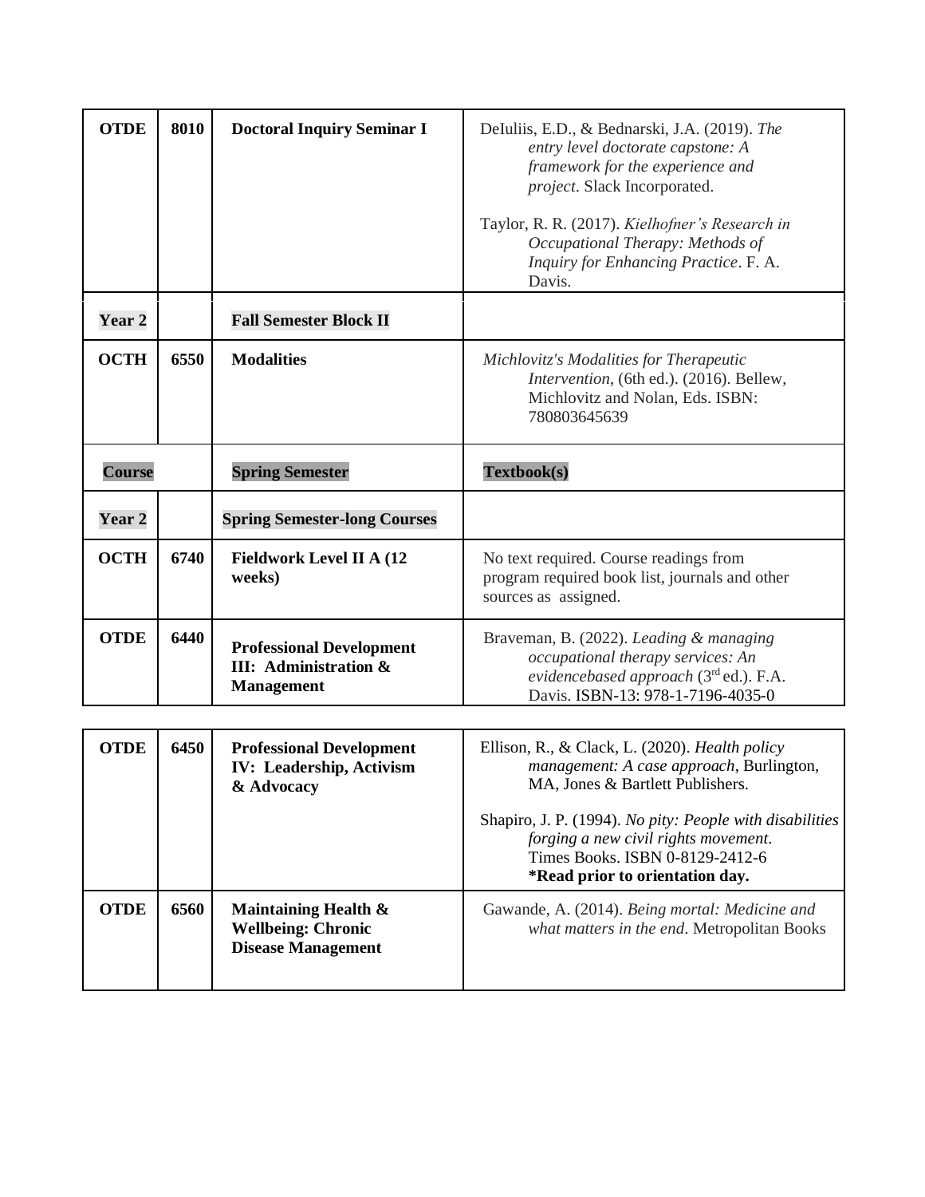| | | | |
|---|---|---|---|
| **OTDE** | **8010** | **Doctoral Inquiry Seminar I** | DeIuliis, E.D., & Bednarski, J.A. (2019). *The entry level doctorate capstone: A framework for the experience and project*. Slack Incorporated.<br><br>Taylor, R. R. (2017). *Kielhofner's Research in Occupational Therapy: Methods of Inquiry for Enhancing Practice*. F. A. Davis. |
| **Year 2** | | **Fall Semester Block II** | |
| **OCTH** | **6550** | **Modalities** | *Michlovitz's Modalities for Therapeutic Intervention*, (6th ed.). (2016). Bellew, Michlovitz and Nolan, Eds. ISBN: 780803645639 |
| **Course** | | **Spring Semester** | **Textbook(s)** |
| **Year 2** | | **Spring Semester-long Courses** | |
| **OCTH** | **6740** | **Fieldwork Level II A (12 weeks)** | No text required. Course readings from program required book list, journals and other sources as assigned. |
| **OTDE** | **6440** | **Professional Development III: Administration & Management** | Braveman, B. (2022). *Leading & managing occupational therapy services: An evidencebased approach* (3rd ed.). F.A. Davis. ISBN-13: 978-1-7196-4035-0 |
| **OTDE** | **6450** | **Professional Development IV: Leadership, Activism & Advocacy** | Ellison, R., & Clack, L. (2020). *Health policy management: A case approach*, Burlington, MA, Jones & Bartlett Publishers.<br><br>Shapiro, J. P. (1994). *No pity: People with disabilities forging a new civil rights movement*. Times Books. ISBN 0-8129-2412-6 **\*Read prior to orientation day.** |
| **OTDE** | **6560** | **Maintaining Health & Wellbeing: Chronic Disease Management** | Gawande, A. (2014). *Being mortal: Medicine and what matters in the end*. Metropolitan Books |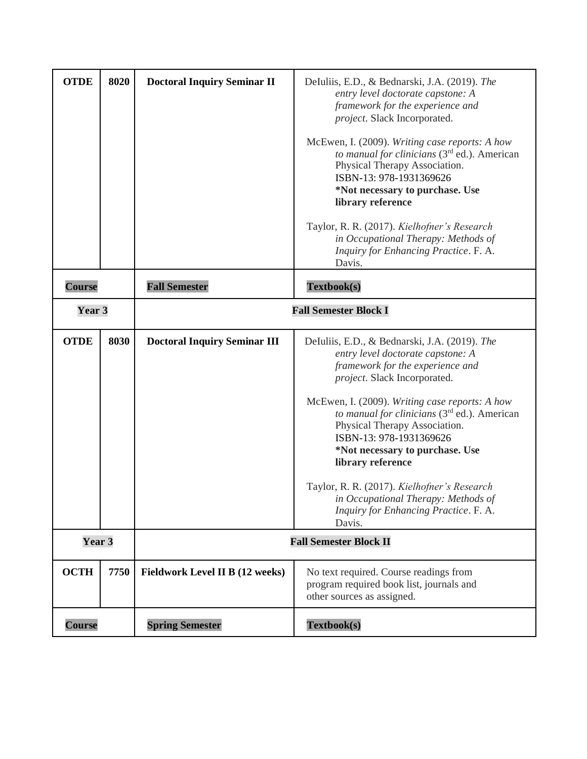| | | | |
|---|---|---|---|
| **OTDE** | **8020** | **Doctoral Inquiry Seminar II** | DeIuliis, E.D., & Bednarski, J.A. (2019). *The entry level doctorate capstone: A framework for the experience and project*. Slack Incorporated.<br><br>McEwen, I. (2009). *Writing case reports: A how to manual for clinicians* (3rd ed.). American Physical Therapy Association. ISBN-13: 978-1931369626 **\*Not necessary to purchase. Use library reference**<br><br>Taylor, R. R. (2017). *Kielhofner's Research in Occupational Therapy: Methods of Inquiry for Enhancing Practice*. F. A. Davis. |
| **Course** | | **Fall Semester** | **Textbook(s)** |
| **Year 3** | | **Fall Semester Block I** | |
| **OTDE** | **8030** | **Doctoral Inquiry Seminar III** | DeIuliis, E.D., & Bednarski, J.A. (2019). *The entry level doctorate capstone: A framework for the experience and project*. Slack Incorporated.<br><br>McEwen, I. (2009). *Writing case reports: A how to manual for clinicians* (3rd ed.). American Physical Therapy Association. ISBN-13: 978-1931369626 **\*Not necessary to purchase. Use library reference**<br><br>Taylor, R. R. (2017). *Kielhofner's Research in Occupational Therapy: Methods of Inquiry for Enhancing Practice*. F. A. Davis. |
| **Year 3** | | **Fall Semester Block II** | |
| **OCTH** | **7750** | **Fieldwork Level II B (12 weeks)** | No text required. Course readings from program required book list, journals and other sources as assigned. |
| **Course** | | **Spring Semester** | **Textbook(s)** |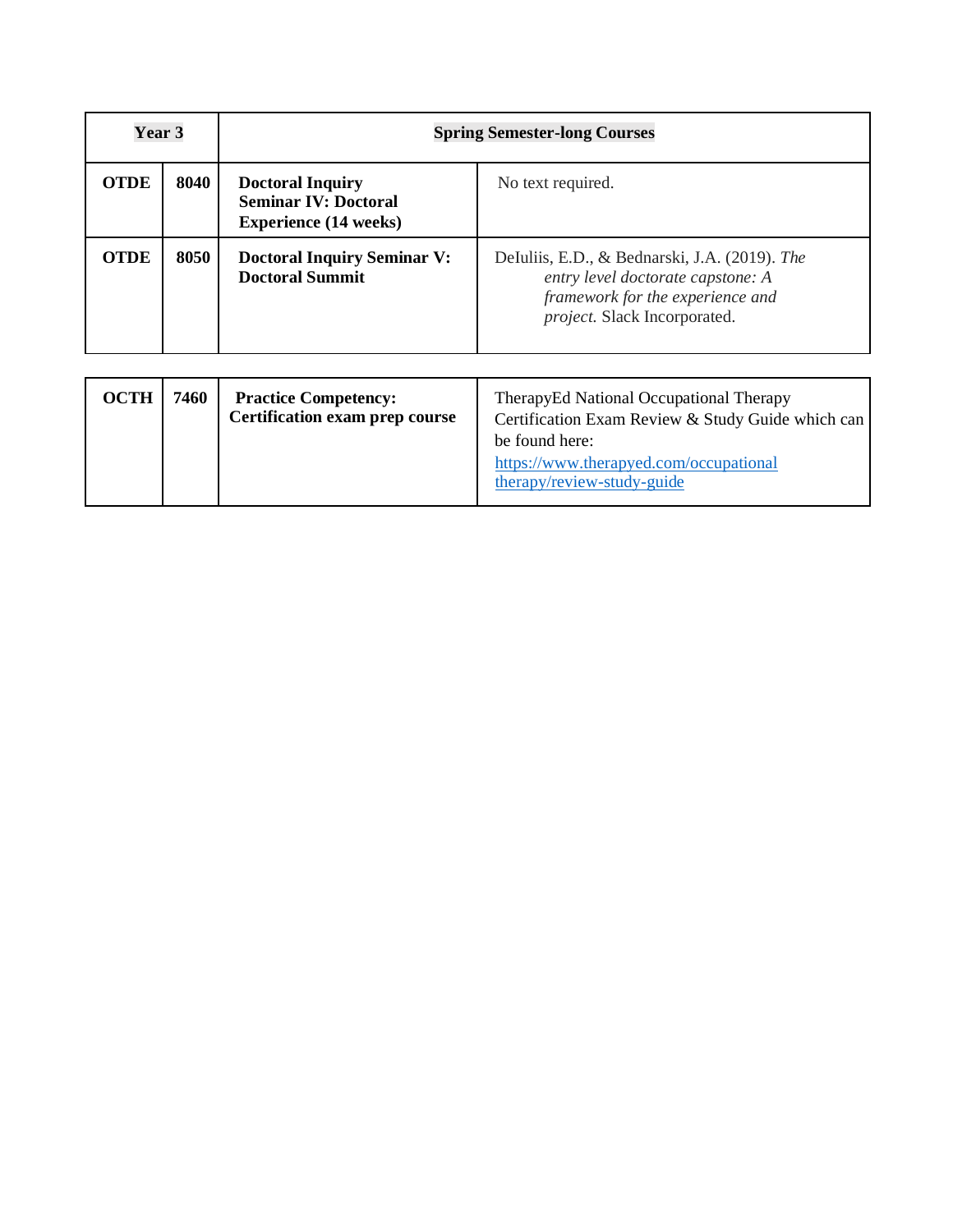| Year 3 | | Spring Semester-long Courses | |
|---|---|---|---|
| **OTDE** | **8040** | **Doctoral Inquiry Seminar IV: Doctoral Experience (14 weeks)** | No text required. |
| **OTDE** | **8050** | **Doctoral Inquiry Seminar V: Doctoral Summit** | DeIuliis, E.D., & Bednarski, J.A. (2019). *The entry level doctorate capstone: A framework for the experience and project.* Slack Incorporated. |

| | | | |
|---|---|---|---|
| **OCTH** | **7460** | **Practice Competency: Certification exam prep course** | TherapyEd National Occupational Therapy Certification Exam Review & Study Guide which can be found here: https://www.therapyed.com/occupational therapy/review-study-guide |